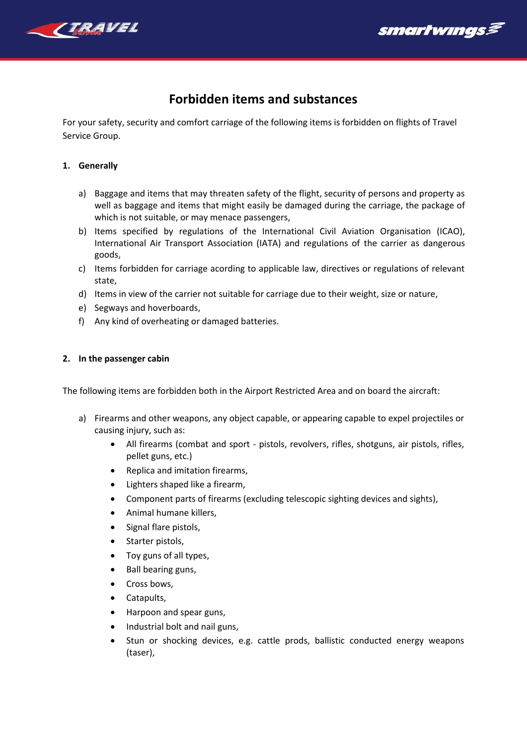# Forbidden items and substances

For your safety, security and comfort carriage of the following items is forbidden on flights of Travel Service Group.

## 1. Generally

a) Baggage and items that may threaten safety of the flight, security of persons and property as well as baggage and items that might easily be damaged during the carriage, the package of which is not suitable, or may menace passengers,

b) Items specified by regulations of the International Civil Aviation Organisation (ICAO), International Air Transport Association (IATA) and regulations of the carrier as dangerous goods,

c) Items forbidden for carriage according to applicable law, directives or regulations of relevant state,

d) Items in view of the carrier not suitable for carriage due to their weight, size or nature,

e) Segways and hoverboards,

f) Any kind of overheating or damaged batteries.

## 2. In the passenger cabin

The following items are forbidden both in the Airport Restricted Area and on board the aircraft:

a) Firearms and other weapons, any object capable, or appearing capable to expel projectiles or causing injury, such as:

- All firearms (combat and sport - pistols, revolvers, rifles, shotguns, air pistols, rifles, pellet guns, etc.)
- Replica and imitation firearms,
- Lighters shaped like a firearm,
- Component parts of firearms (excluding telescopic sighting devices and sights),
- Animal humane killers,
- Signal flare pistols,
- Starter pistols,
- Toy guns of all types,
- Ball bearing guns,
- Cross bows,
- Catapults,
- Harpoon and spear guns,
- Industrial bolt and nail guns,
- Stun or shocking devices, e.g. cattle prods, ballistic conducted energy weapons (taser),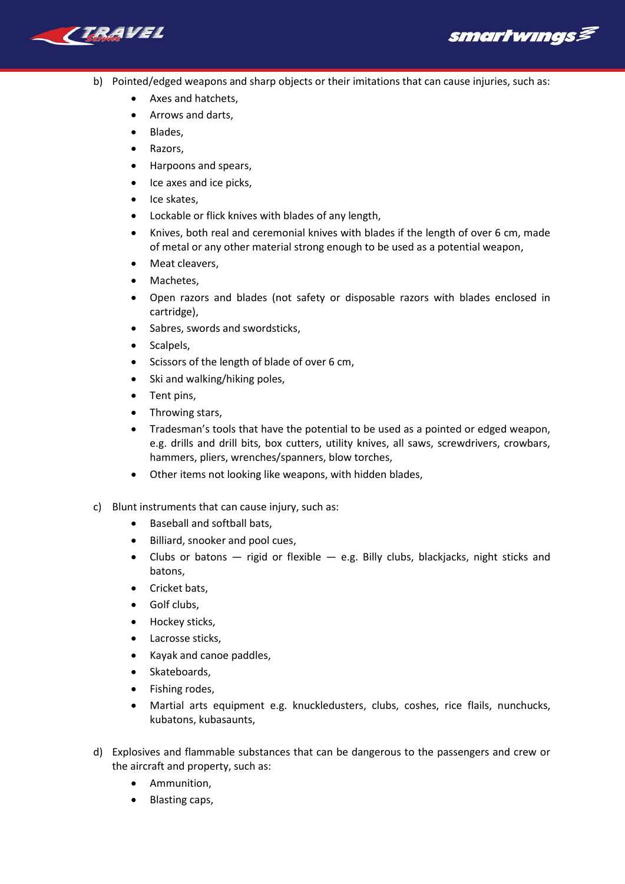b) Pointed/edged weapons and sharp objects or their imitations that can cause injuries, such as:
   - Axes and hatchets,
   - Arrows and darts,
   - Blades,
   - Razors,
   - Harpoons and spears,
   - Ice axes and ice picks,
   - Ice skates,
   - Lockable or flick knives with blades of any length,
   - Knives, both real and ceremonial knives with blades if the length of over 6 cm, made of metal or any other material strong enough to be used as a potential weapon,
   - Meat cleavers,
   - Machetes,
   - Open razors and blades (not safety or disposable razors with blades enclosed in cartridge),
   - Sabres, swords and swordsticks,
   - Scalpels,
   - Scissors of the length of blade of over 6 cm,
   - Ski and walking/hiking poles,
   - Tent pins,
   - Throwing stars,
   - Tradesman's tools that have the potential to be used as a pointed or edged weapon, e.g. drills and drill bits, box cutters, utility knives, all saws, screwdrivers, crowbars, hammers, pliers, wrenches/spanners, blow torches,
   - Other items not looking like weapons, with hidden blades,

c) Blunt instruments that can cause injury, such as:
   - Baseball and softball bats,
   - Billiard, snooker and pool cues,
   - Clubs or batons — rigid or flexible — e.g. Billy clubs, blackjacks, night sticks and batons,
   - Cricket bats,
   - Golf clubs,
   - Hockey sticks,
   - Lacrosse sticks,
   - Kayak and canoe paddles,
   - Skateboards,
   - Fishing rodes,
   - Martial arts equipment e.g. knuckledusters, clubs, coshes, rice flails, nunchucks, kubatons, kubasaunts,

d) Explosives and flammable substances that can be dangerous to the passengers and crew or the aircraft and property, such as:
   - Ammunition,
   - Blasting caps,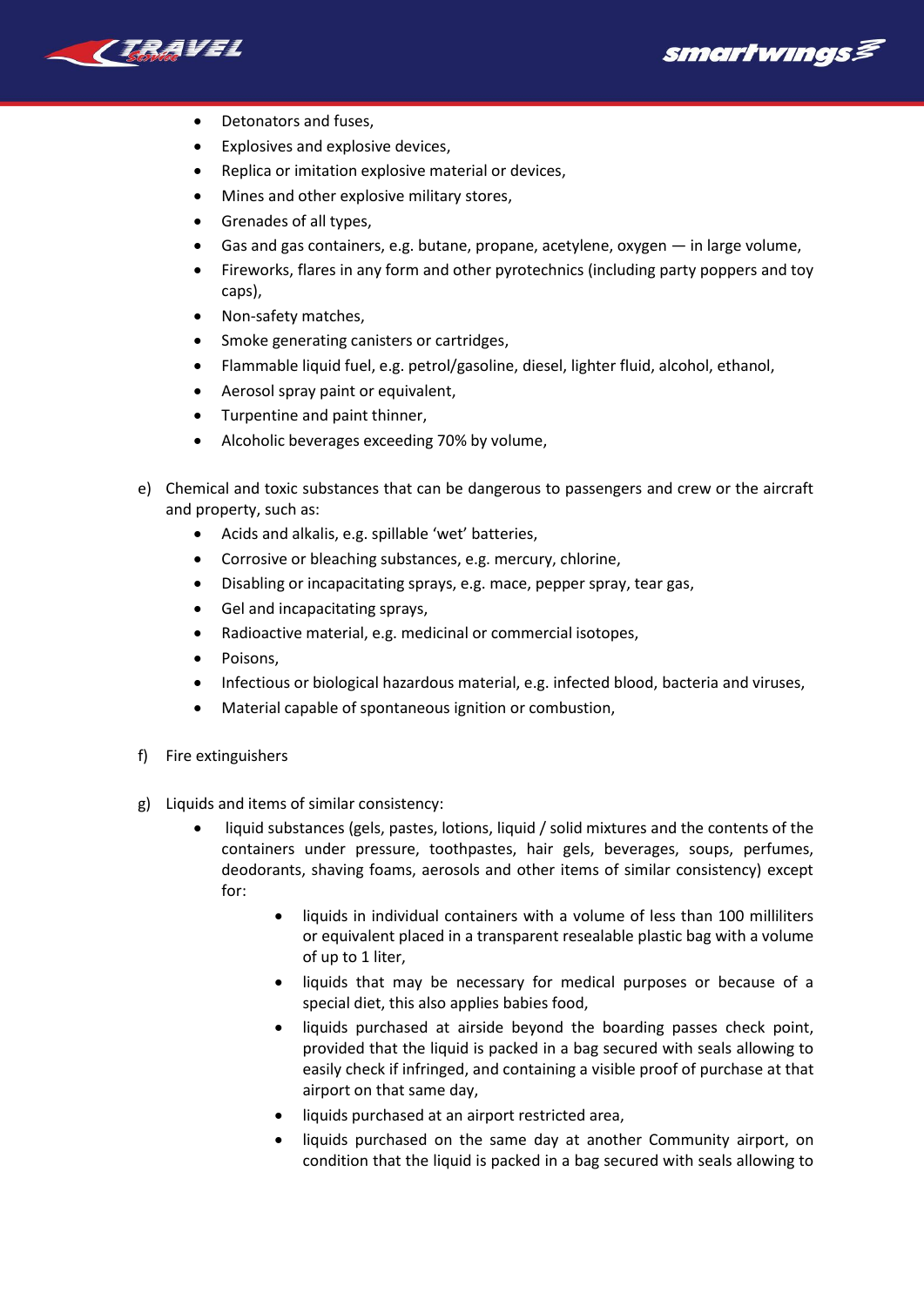- Detonators and fuses,
- Explosives and explosive devices,
- Replica or imitation explosive material or devices,
- Mines and other explosive military stores,
- Grenades of all types,
- Gas and gas containers, e.g. butane, propane, acetylene, oxygen — in large volume,
- Fireworks, flares in any form and other pyrotechnics (including party poppers and toy caps),
- Non-safety matches,
- Smoke generating canisters or cartridges,
- Flammable liquid fuel, e.g. petrol/gasoline, diesel, lighter fluid, alcohol, ethanol,
- Aerosol spray paint or equivalent,
- Turpentine and paint thinner,
- Alcoholic beverages exceeding 70% by volume,

e) Chemical and toxic substances that can be dangerous to passengers and crew or the aircraft and property, such as:

- Acids and alkalis, e.g. spillable 'wet' batteries,
- Corrosive or bleaching substances, e.g. mercury, chlorine,
- Disabling or incapacitating sprays, e.g. mace, pepper spray, tear gas,
- Gel and incapacitating sprays,
- Radioactive material, e.g. medicinal or commercial isotopes,
- Poisons,
- Infectious or biological hazardous material, e.g. infected blood, bacteria and viruses,
- Material capable of spontaneous ignition or combustion,

f) Fire extinguishers

g) Liquids and items of similar consistency:

- liquid substances (gels, pastes, lotions, liquid / solid mixtures and the contents of the containers under pressure, toothpastes, hair gels, beverages, soups, perfumes, deodorants, shaving foams, aerosols and other items of similar consistency) except for:
    - liquids in individual containers with a volume of less than 100 milliliters or equivalent placed in a transparent resealable plastic bag with a volume of up to 1 liter,
    - liquids that may be necessary for medical purposes or because of a special diet, this also applies babies food,
    - liquids purchased at airside beyond the boarding passes check point, provided that the liquid is packed in a bag secured with seals allowing to easily check if infringed, and containing a visible proof of purchase at that airport on that same day,
    - liquids purchased at an airport restricted area,
    - liquids purchased on the same day at another Community airport, on condition that the liquid is packed in a bag secured with seals allowing to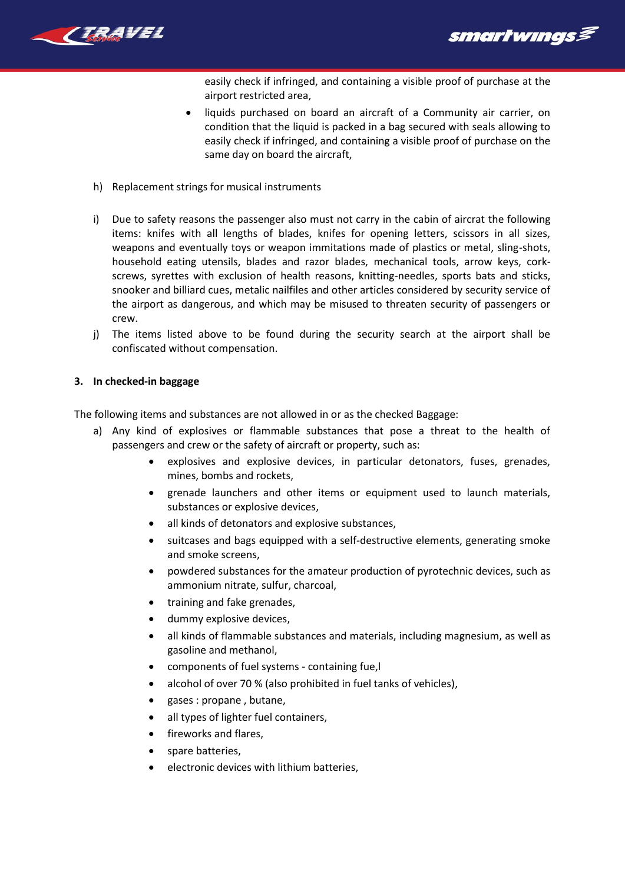easily check if infringed, and containing a visible proof of purchase at the airport restricted area,

- liquids purchased on board an aircraft of a Community air carrier, on condition that the liquid is packed in a bag secured with seals allowing to easily check if infringed, and containing a visible proof of purchase on the same day on board the aircraft,

h) Replacement strings for musical instruments

i) Due to safety reasons the passenger also must not carry in the cabin of aircrat the following items: knifes with all lengths of blades, knifes for opening letters, scissors in all sizes, weapons and eventually toys or weapon immitations made of plastics or metal, sling-shots, household eating utensils, blades and razor blades, mechanical tools, arrow keys, cork-screws, syrettes with exclusion of health reasons, knitting-needles, sports bats and sticks, snooker and billiard cues, metalic nailfiles and other articles considered by security service of the airport as dangerous, and which may be misused to threaten security of passengers or crew.

j) The items listed above to be found during the security search at the airport shall be confiscated without compensation.

**3. In checked-in baggage**

The following items and substances are not allowed in or as the checked Baggage:

a) Any kind of explosives or flammable substances that pose a threat to the health of passengers and crew or the safety of aircraft or property, such as:
   - explosives and explosive devices, in particular detonators, fuses, grenades, mines, bombs and rockets,
   - grenade launchers and other items or equipment used to launch materials, substances or explosive devices,
   - all kinds of detonators and explosive substances,
   - suitcases and bags equipped with a self-destructive elements, generating smoke and smoke screens,
   - powdered substances for the amateur production of pyrotechnic devices, such as ammonium nitrate, sulfur, charcoal,
   - training and fake grenades,
   - dummy explosive devices,
   - all kinds of flammable substances and materials, including magnesium, as well as gasoline and methanol,
   - components of fuel systems - containing fue,l
   - alcohol of over 70 % (also prohibited in fuel tanks of vehicles),
   - gases : propane , butane,
   - all types of lighter fuel containers,
   - fireworks and flares,
   - spare batteries,
   - electronic devices with lithium batteries,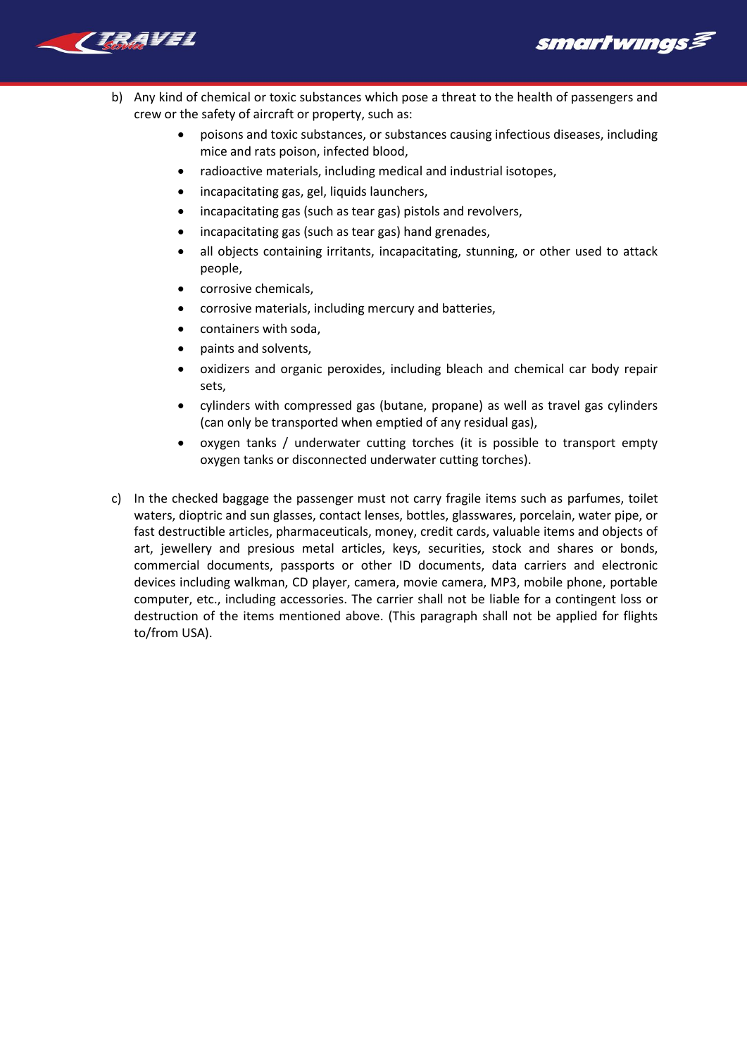b) Any kind of chemical or toxic substances which pose a threat to the health of passengers and crew or the safety of aircraft or property, such as:

   - poisons and toxic substances, or substances causing infectious diseases, including mice and rats poison, infected blood,
   - radioactive materials, including medical and industrial isotopes,
   - incapacitating gas, gel, liquids launchers,
   - incapacitating gas (such as tear gas) pistols and revolvers,
   - incapacitating gas (such as tear gas) hand grenades,
   - all objects containing irritants, incapacitating, stunning, or other used to attack people,
   - corrosive chemicals,
   - corrosive materials, including mercury and batteries,
   - containers with soda,
   - paints and solvents,
   - oxidizers and organic peroxides, including bleach and chemical car body repair sets,
   - cylinders with compressed gas (butane, propane) as well as travel gas cylinders (can only be transported when emptied of any residual gas),
   - oxygen tanks / underwater cutting torches (it is possible to transport empty oxygen tanks or disconnected underwater cutting torches).

c) In the checked baggage the passenger must not carry fragile items such as parfumes, toilet waters, dioptric and sun glasses, contact lenses, bottles, glasswares, porcelain, water pipe, or fast destructible articles, pharmaceuticals, money, credit cards, valuable items and objects of art, jewellery and presious metal articles, keys, securities, stock and shares or bonds, commercial documents, passports or other ID documents, data carriers and electronic devices including walkman, CD player, camera, movie camera, MP3, mobile phone, portable computer, etc., including accessories. The carrier shall not be liable for a contingent loss or destruction of the items mentioned above. (This paragraph shall not be applied for flights to/from USA).